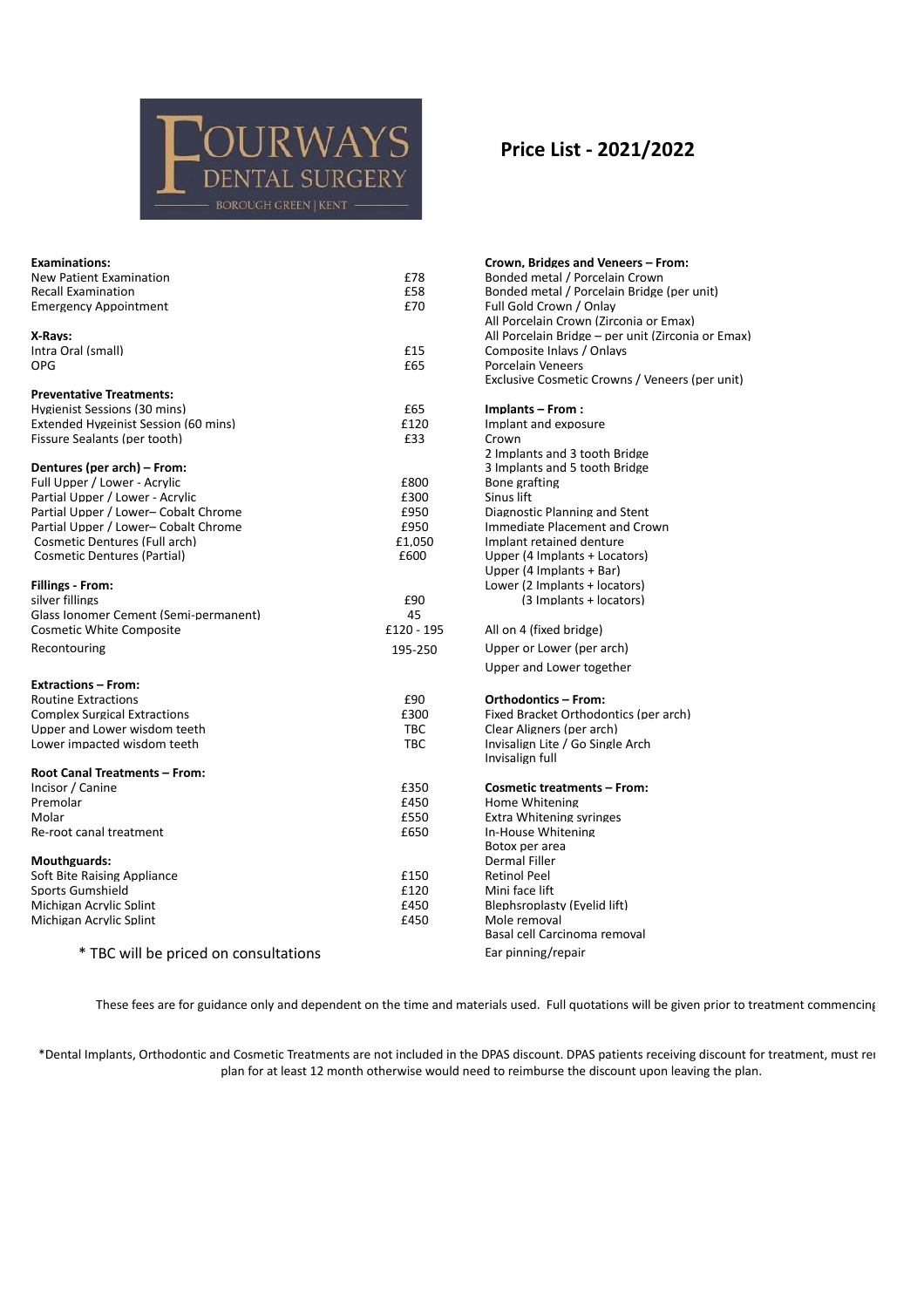# FOURWAYS DENTAL SURGERY

BOROUGH GREEN | KENT

## Price List - 2021/2022

| **Examinations:** | |
|---|---|
| New Patient Examination | £78 |
| Recall Examination | £58 |
| Emergency Appointment | £70 |

| **X-Rays:** | |
|---|---|
| Intra Oral (small) | £15 |
| OPG | £65 |

| **Preventative Treatments:** | |
|---|---|
| Hygienist Sessions (30 mins) | £65 |
| Extended Hygeinist Session (60 mins) | £120 |
| Fissure Sealants (per tooth) | £33 |

| **Dentures (per arch) – From:** | |
|---|---|
| Full Upper / Lower - Acrylic | £800 |
| Partial Upper / Lower - Acrylic | £300 |
| Partial Upper / Lower– Cobalt Chrome | £950 |
| Partial Upper / Lower– Cobalt Chrome | £950 |
| Cosmetic Dentures (Full arch) | £1,050 |
| Cosmetic Dentures (Partial) | £600 |

| **Fillings - From:** | |
|---|---|
| silver fillings | £90 |
| Glass Ionomer Cement (Semi-permanent) | 45 |
| Cosmetic White Composite | £120 - 195 |
| Recontouring | 195-250 |

| **Extractions – From:** | |
|---|---|
| Routine Extractions | £90 |
| Complex Surgical Extractions | £300 |
| Upper and Lower wisdom teeth | TBC |
| Lower impacted wisdom teeth | TBC |

| **Root Canal Treatments – From:** | |
|---|---|
| Incisor / Canine | £350 |
| Premolar | £450 |
| Molar | £550 |
| Re-root canal treatment | £650 |

| **Mouthguards:** | |
|---|---|
| Soft Bite Raising Appliance | £150 |
| Sports Gumshield | £120 |
| Michigan Acrylic Splint | £450 |
| Michigan Acrylic Splint | £450 |

* TBC will be priced on consultations

**Crown, Bridges and Veneers – From:**

- Bonded metal / Porcelain Crown
- Bonded metal / Porcelain Bridge (per unit)
- Full Gold Crown / Onlay
- All Porcelain Crown (Zirconia or Emax)
- All Porcelain Bridge – per unit (Zirconia or Emax)
- Composite Inlays / Onlays
- Porcelain Veneers
- Exclusive Cosmetic Crowns / Veneers (per unit)

**Implants – From :**

- Implant and exposure
- Crown
- 2 Implants and 3 tooth Bridge
- 3 Implants and 5 tooth Bridge
- Bone grafting
- Sinus lift
- Diagnostic Planning and Stent
- Immediate Placement and Crown
- Implant retained denture
- Upper (4 Implants + Locators)
- Upper (4 Implants + Bar)
- Lower (2 Implants + locators)
- (3 Implants + locators)
- All on 4 (fixed bridge)
- Upper or Lower (per arch)
- Upper and Lower together

**Orthodontics – From:**

- Fixed Bracket Orthodontics (per arch)
- Clear Aligners (per arch)
- Invisalign Lite / Go Single Arch
- Invisalign full

**Cosmetic treatments – From:**

- Home Whitening
- Extra Whitening syringes
- In-House Whitening
- Botox per area
- Dermal Filler
- Retinol Peel
- Mini face lift
- Blephsroplasty (Eyelid lift)
- Mole removal
- Basal cell Carcinoma removal
- Ear pinning/repair

These fees are for guidance only and dependent on the time and materials used. Full quotations will be given prior to treatment commencin

*Dental Implants, Orthodontic and Cosmetic Treatments are not included in the DPAS discount. DPAS patients receiving discount for treatment, must re plan for at least 12 month otherwise would need to reimburse the discount upon leaving the plan.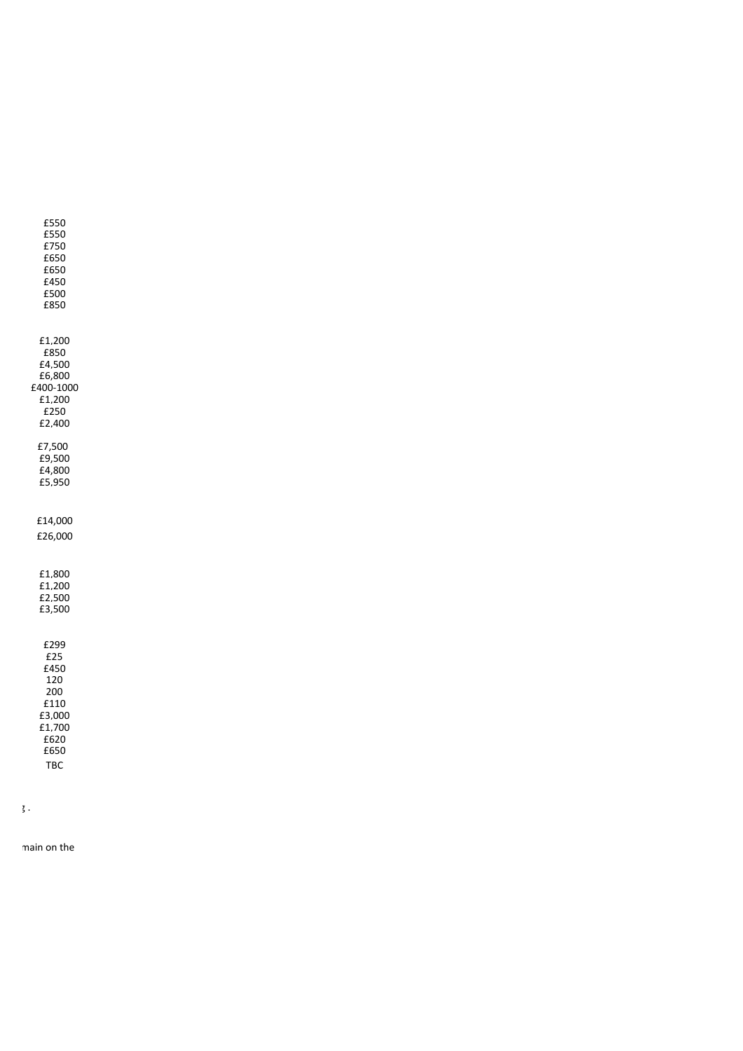£550
£550
£750
£650
£650
£450
£500
£850

£1,200
£850
£4,500
£6,800
£400-1000
£1,200
£250
£2,400

£7,500
£9,500
£4,800
£5,950

£14,000

£26,000

£1,800
£1,200
£2,500
£3,500

£299
£25
£450
120
200
£110
£3,000
£1,700
£620
£650
TBC

g .

main on the